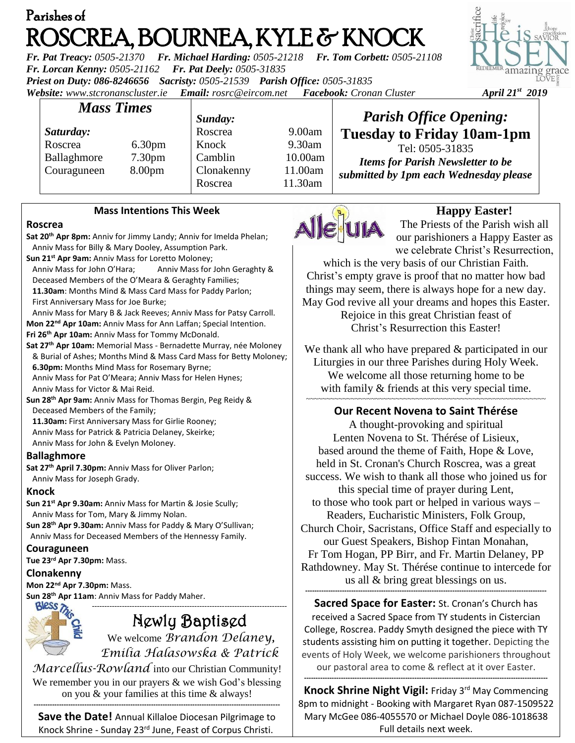# Parishes of ROSCREA, BOURNEA, KYLE & KNOCK

*Fr. Pat Treacy:* 0505-21370 *Fr. Michael Harding:* 0505-21218 *Fr. Tom Corbett:* 0505-21108
*Fr. Lorcan Kenny:* 0505-21162 *Fr. Pat Deely:* 0505-31835
*Priest on Duty:* 086-8246656 *Sacristy:* 0505-21539 *Parish Office:* 0505-31835
*Website:* www.stcronanscluster.ie *Email:* rosrc@eircom.net *Facebook:* Cronan Cluster

*April 21st 2019*

## Mass Times

| *Saturday:* | | *Sunday:* | |
|---|---|---|---|
| Roscrea | 6.30pm | Roscrea | 9.00am |
| Ballaghmore | 7.30pm | Knock | 9.30am |
| Couraguneen | 8.00pm | Camblin | 10.00am |
| | | Clonakenny | 11.00am |
| | | Roscrea | 11.30am |

## Parish Office Opening:

**Tuesday to Friday 10am-1pm**

Tel: 0505-31835

*Items for Parish Newsletter to be submitted by 1pm each Wednesday please*

### Mass Intentions This Week

**Roscrea**

**Sat 20th Apr 8pm:** Anniv for Jimmy Landy; Anniv for Imelda Phelan; Anniv Mass for Billy & Mary Dooley, Assumption Park.
**Sun 21st Apr 9am:** Anniv Mass for Loretto Moloney; Anniv Mass for John O'Hara; Anniv Mass for John Geraghty & Deceased Members of the O'Meara & Geraghty Families;
**11.30am**: Months Mind & Mass Card Mass for Paddy Parlon; First Anniversary Mass for Joe Burke; Anniv Mass for Mary B & Jack Reeves; Anniv Mass for Patsy Carroll.
**Mon 22nd Apr 10am:** Anniv Mass for Ann Laffan; Special Intention.
**Fri 26th Apr 10am:** Anniv Mass for Tommy McDonald.
**Sat 27th Apr 10am:** Memorial Mass - Bernadette Murray, née Moloney & Burial of Ashes; Months Mind & Mass Card Mass for Betty Moloney;
**6.30pm:** Months Mind Mass for Rosemary Byrne; Anniv Mass for Pat O'Meara; Anniv Mass for Helen Hynes; Anniv Mass for Victor & Mai Reid.
**Sun 28th Apr 9am:** Anniv Mass for Thomas Bergin, Peg Reidy & Deceased Members of the Family;
**11.30am:** First Anniversary Mass for Girlie Rooney; Anniv Mass for Patrick & Patricia Delaney, Skeirke; Anniv Mass for John & Evelyn Moloney.

**Ballaghmore**

**Sat 27th April 7.30pm:** Anniv Mass for Oliver Parlon; Anniv Mass for Joseph Grady.

**Knock**

**Sun 21st Apr 9.30am:** Anniv Mass for Martin & Josie Scully; Anniv Mass for Tom, Mary & Jimmy Nolan.
**Sun 28th Apr 9.30am:** Anniv Mass for Paddy & Mary O'Sullivan; Anniv Mass for Deceased Members of the Hennessy Family.

**Couraguneen**

**Tue 23rd Apr 7.30pm:** Mass.

**Clonakenny**

**Mon 22nd Apr 7.30pm:** Mass.
**Sun 28th Apr 11am**: Anniv Mass for Paddy Maher.

## Newly Baptised

We welcome *Brandon Delaney, Emilia Halasowska & Patrick Marcellus-Rowland* into our Christian Community! We remember you in our prayers & we wish God's blessing on you & your families at this time & always!

**Save the Date!** Annual Killaloe Diocesan Pilgrimage to Knock Shrine - Sunday 23rd June, Feast of Corpus Christi.

## Happy Easter!

The Priests of the Parish wish all our parishioners a Happy Easter as we celebrate Christ's Resurrection, which is the very basis of our Christian Faith. Christ's empty grave is proof that no matter how bad things may seem, there is always hope for a new day. May God revive all your dreams and hopes this Easter. Rejoice in this great Christian feast of Christ's Resurrection this Easter!

We thank all who have prepared & participated in our Liturgies in our three Parishes during Holy Week. We welcome all those returning home to be with family & friends at this very special time.

### Our Recent Novena to Saint Thérése

A thought-provoking and spiritual Lenten Novena to St. Thérése of Lisieux, based around the theme of Faith, Hope & Love, held in St. Cronan's Church Roscrea, was a great success. We wish to thank all those who joined us for this special time of prayer during Lent, to those who took part or helped in various ways – Readers, Eucharistic Ministers, Folk Group, Church Choir, Sacristans, Office Staff and especially to our Guest Speakers, Bishop Fintan Monahan, Fr Tom Hogan, PP Birr, and Fr. Martin Delaney, PP Rathdowney. May St. Thérése continue to intercede for us all & bring great blessings on us.

**Sacred Space for Easter:** St. Cronan's Church has received a Sacred Space from TY students in Cistercian College, Roscrea. Paddy Smyth designed the piece with TY students assisting him on putting it together. Depicting the events of Holy Week, we welcome parishioners throughout our pastoral area to come & reflect at it over Easter.

**Knock Shrine Night Vigil:** Friday 3rd May Commencing 8pm to midnight - Booking with Margaret Ryan 087-1509522 Mary McGee 086-4055570 or Michael Doyle 086-1018638 Full details next week.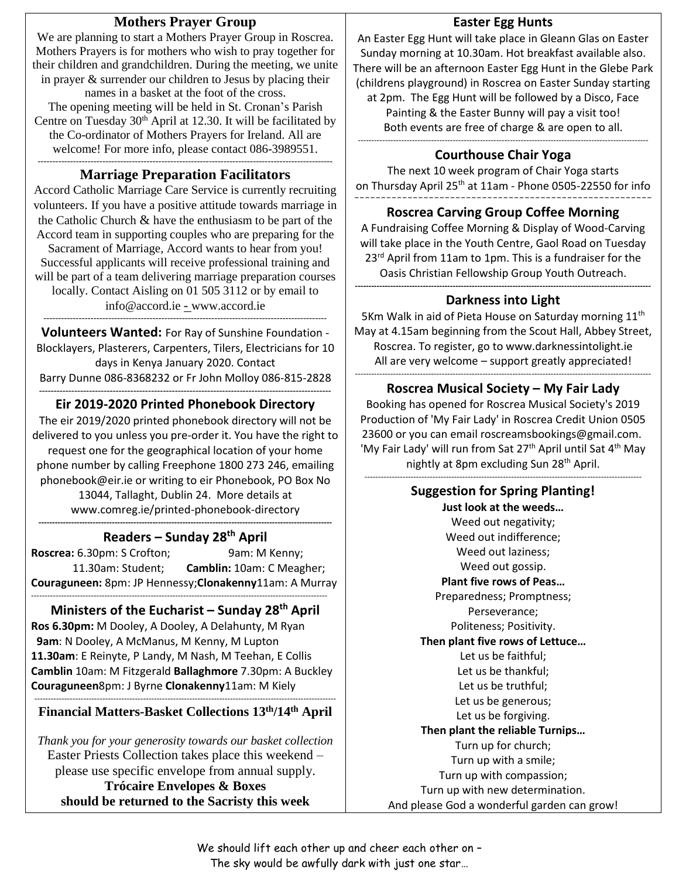## Mothers Prayer Group

We are planning to start a Mothers Prayer Group in Roscrea. Mothers Prayers is for mothers who wish to pray together for their children and grandchildren. During the meeting, we unite in prayer & surrender our children to Jesus by placing their names in a basket at the foot of the cross.
The opening meeting will be held in St. Cronan's Parish Centre on Tuesday 30th April at 12.30. It will be facilitated by the Co-ordinator of Mothers Prayers for Ireland. All are welcome! For more info, please contact 086-3989551.

## Marriage Preparation Facilitators

Accord Catholic Marriage Care Service is currently recruiting volunteers. If you have a positive attitude towards marriage in the Catholic Church & have the enthusiasm to be part of the Accord team in supporting couples who are preparing for the Sacrament of Marriage, Accord wants to hear from you! Successful applicants will receive professional training and will be part of a team delivering marriage preparation courses locally. Contact Aisling on 01 505 3112 or by email to info@accord.ie - www.accord.ie

**Volunteers Wanted:** For Ray of Sunshine Foundation - Blocklayers, Plasterers, Carpenters, Tilers, Electricians for 10 days in Kenya January 2020. Contact Barry Dunne 086-8368232 or Fr John Molloy 086-815-2828

## Eir 2019-2020 Printed Phonebook Directory

The eir 2019/2020 printed phonebook directory will not be delivered to you unless you pre-order it. You have the right to request one for the geographical location of your home phone number by calling Freephone 1800 273 246, emailing phonebook@eir.ie or writing to eir Phonebook, PO Box No 13044, Tallaght, Dublin 24. More details at www.comreg.ie/printed-phonebook-directory

## Readers – Sunday 28th April

**Roscrea:** 6.30pm: S Crofton; 9am: M Kenny; 11.30am: Student; **Camblin:** 10am: C Meagher; **Couraguneen:** 8pm: JP Hennessy; **Clonakenny** 11am: A Murray

## Ministers of the Eucharist – Sunday 28th April

**Ros 6.30pm:** M Dooley, A Dooley, A Delahunty, M Ryan
**9am**: N Dooley, A McManus, M Kenny, M Lupton
**11.30am**: E Reinyte, P Landy, M Nash, M Teehan, E Collis
**Camblin** 10am: M Fitzgerald **Ballaghmore** 7.30pm: A Buckley
**Couraguneen** 8pm: J Byrne **Clonakenny** 11am: M Kiely

## Financial Matters-Basket Collections 13th/14th April

*Thank you for your generosity towards our basket collection*
Easter Priests Collection takes place this weekend – please use specific envelope from annual supply.
**Trócaire Envelopes & Boxes should be returned to the Sacristy this week**

## Easter Egg Hunts

An Easter Egg Hunt will take place in Gleann Glas on Easter Sunday morning at 10.30am. Hot breakfast available also. There will be an afternoon Easter Egg Hunt in the Glebe Park (childrens playground) in Roscrea on Easter Sunday starting at 2pm. The Egg Hunt will be followed by a Disco, Face Painting & the Easter Bunny will pay a visit too!
Both events are free of charge & are open to all.

## Courthouse Chair Yoga

The next 10 week program of Chair Yoga starts on Thursday April 25th at 11am - Phone 0505-22550 for info

## Roscrea Carving Group Coffee Morning

A Fundraising Coffee Morning & Display of Wood-Carving will take place in the Youth Centre, Gaol Road on Tuesday 23rd April from 11am to 1pm. This is a fundraiser for the Oasis Christian Fellowship Group Youth Outreach.

## Darkness into Light

5Km Walk in aid of Pieta House on Saturday morning 11th May at 4.15am beginning from the Scout Hall, Abbey Street, Roscrea. To register, go to www.darknessintolight.ie
All are very welcome – support greatly appreciated!

## Roscrea Musical Society – My Fair Lady

Booking has opened for Roscrea Musical Society's 2019 Production of 'My Fair Lady' in Roscrea Credit Union 0505 23600 or you can email roscreamsbookings@gmail.com. 'My Fair Lady' will run from Sat 27th April until Sat 4th May nightly at 8pm excluding Sun 28th April.

## Suggestion for Spring Planting!

**Just look at the weeds…**
Weed out negativity;
Weed out indifference;
Weed out laziness;
Weed out gossip.
**Plant five rows of Peas…**
Preparedness; Promptness;
Perseverance;
Politeness; Positivity.
**Then plant five rows of Lettuce…**
Let us be faithful;
Let us be thankful;
Let us be truthful;
Let us be generous;
Let us be forgiving.
**Then plant the reliable Turnips…**
Turn up for church;
Turn up with a smile;
Turn up with compassion;
Turn up with new determination.
And please God a wonderful garden can grow!

We should lift each other up and cheer each other on –
The sky would be awfully dark with just one star…